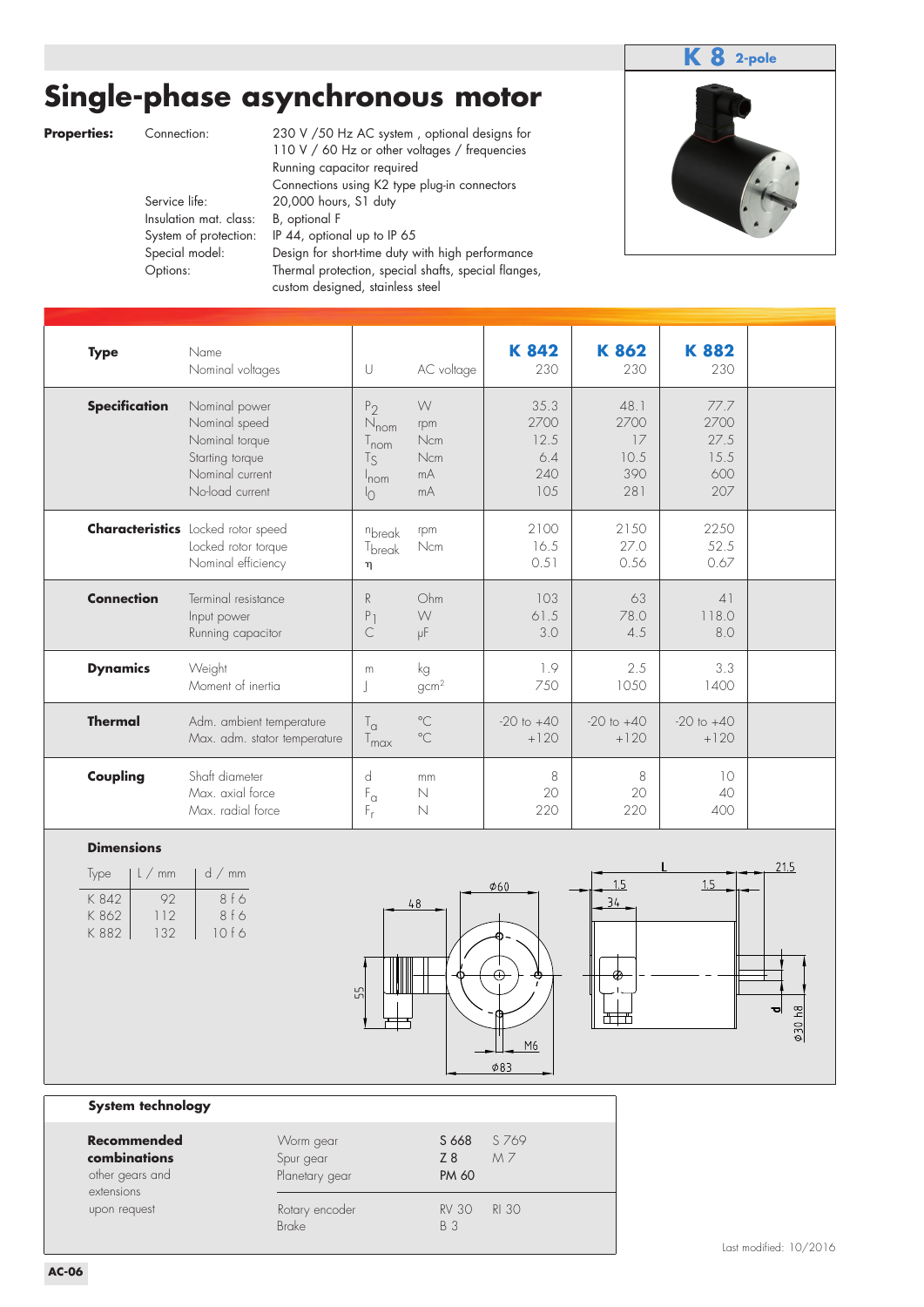**K 8** 2-pole

# Single-phase asynchronous motor

**Properties:**

| | |
|---|---|
| Connection: | 230 V /50 Hz AC system , optional designs for 110 V / 60 Hz or other voltages / frequencies<br>Running capacitor required<br>Connections using K2 type plug-in connectors |
| Service life: | 20,000 hours, S1 duty |
| Insulation mat. class: | B, optional F |
| System of protection: | IP 44, optional up to IP 65 |
| Special model: | Design for short-time duty with high performance |
| Options: | Thermal protection, special shafts, special flanges, custom designed, stainless steel |

| | | | | K 842 | K 862 | K 882 |
|---|---|---|---|---|---|---|
| **Type** | Name | | | **K 842** | **K 862** | **K 882** |
| | Nominal voltages | U | AC voltage | 230 | 230 | 230 |
| **Specification** | Nominal power | $P_2$ | W | 35.3 | 48.1 | 77.7 |
| | Nominal speed | $N_{nom}$ | rpm | 2700 | 2700 | 2700 |
| | Nominal torque | $T_{nom}$ | Ncm | 12.5 | 17 | 27.5 |
| | Starting torque | $T_S$ | Ncm | 6.4 | 10.5 | 15.5 |
| | Nominal current | $I_{nom}$ | mA | 240 | 390 | 600 |
| | No-load current | $I_0$ | mA | 105 | 281 | 207 |
| **Characteristics** | Locked rotor speed | $n_{break}$ | rpm | 2100 | 2150 | 2250 |
| | Locked rotor torque | $T_{break}$ | Ncm | 16.5 | 27.0 | 52.5 |
| | Nominal efficiency | $\eta$ | | 0.51 | 0.56 | 0.67 |
| **Connection** | Terminal resistance | R | Ohm | 103 | 63 | 41 |
| | Input power | $P_1$ | W | 61.5 | 78.0 | 118.0 |
| | Running capacitor | C | µF | 3.0 | 4.5 | 8.0 |
| **Dynamics** | Weight | m | kg | 1.9 | 2.5 | 3.3 |
| | Moment of inertia | J | $gcm^2$ | 750 | 1050 | 1400 |
| **Thermal** | Adm. ambient temperature | $T_a$ | °C | -20 to +40 | -20 to +40 | -20 to +40 |
| | Max. adm. stator temperature | $T_{max}$ | °C | +120 | +120 | +120 |
| **Coupling** | Shaft diameter | d | mm | 8 | 8 | 10 |
| | Max. axial force | $F_a$ | N | 20 | 20 | 40 |
| | Max. radial force | $F_r$ | N | 220 | 220 | 400 |

**Dimensions**

| Type | L / mm | d / mm |
|---|---|---|
| K 842 | 92 | 8 f 6 |
| K 862 | 112 | 8 f 6 |
| K 882 | 132 | 10 f 6 |

**System technology**

| | | | |
|---|---|---|---|
| **Recommended combinations**<br>other gears and extensions upon request | Worm gear | **S 668** | S 769 |
| | Spur gear | **Z 8** | M 7 |
| | Planetary gear | **PM 60** | |
| | Rotary encoder | RV 30 | RI 30 |
| | Brake | B 3 | |

Last modified: 10/2016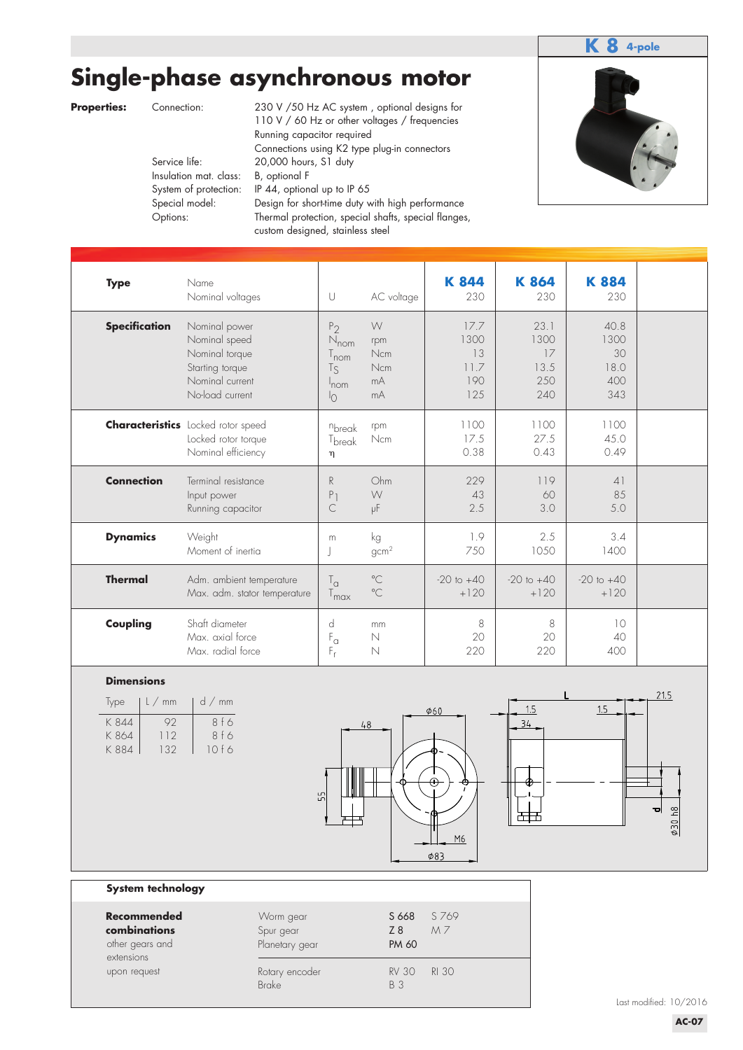**K 8** 4-pole

# Single-phase asynchronous motor

| | | |
|---|---|---|
| **Properties:** | Connection: | 230 V /50 Hz AC system , optional designs for 110 V / 60 Hz or other voltages / frequencies<br>Running capacitor required<br>Connections using K2 type plug-in connectors |
| | Service life: | 20,000 hours, S1 duty |
| | Insulation mat. class: | B, optional F |
| | System of protection: | IP 44, optional up to IP 65 |
| | Special model: | Design for short-time duty with high performance |
| | Options: | Thermal protection, special shafts, special flanges, custom designed, stainless steel |

| Type | Name | | | **K 844** | **K 864** | **K 884** |
|---|---|---|---|---|---|---|
| | Nominal voltages | U | AC voltage | 230 | 230 | 230 |
| **Specification** | Nominal power | $P_2$ | W | 17.7 | 23.1 | 40.8 |
| | Nominal speed | $N_{nom}$ | rpm | 1300 | 1300 | 1300 |
| | Nominal torque | $T_{nom}$ | Ncm | 13 | 17 | 30 |
| | Starting torque | $T_S$ | Ncm | 11.7 | 13.5 | 18.0 |
| | Nominal current | $I_{nom}$ | mA | 190 | 250 | 400 |
| | No-load current | $I_0$ | mA | 125 | 240 | 343 |
| **Characteristics** | Locked rotor speed | $n_{break}$ | rpm | 1100 | 1100 | 1100 |
| | Locked rotor torque | $T_{break}$ | Ncm | 17.5 | 27.5 | 45.0 |
| | Nominal efficiency | $\eta$ | | 0.38 | 0.43 | 0.49 |
| **Connection** | Terminal resistance | R | Ohm | 229 | 119 | 41 |
| | Input power | $P_1$ | W | 43 | 60 | 85 |
| | Running capacitor | C | µF | 2.5 | 3.0 | 5.0 |
| **Dynamics** | Weight | m | kg | 1.9 | 2.5 | 3.4 |
| | Moment of inertia | J | $gcm^2$ | 750 | 1050 | 1400 |
| **Thermal** | Adm. ambient temperature | $T_a$ | °C | -20 to +40 | -20 to +40 | -20 to +40 |
| | Max. adm. stator temperature | $T_{max}$ | °C | +120 | +120 | +120 |
| **Coupling** | Shaft diameter | d | mm | 8 | 8 | 10 |
| | Max. axial force | $F_a$ | N | 20 | 20 | 40 |
| | Max. radial force | $F_r$ | N | 220 | 220 | 400 |

**Dimensions**

| Type | L / mm | d / mm |
|---|---|---|
| K 844 | 92 | 8 f 6 |
| K 864 | 112 | 8 f 6 |
| K 884 | 132 | 10 f 6 |

ø60
48
55
M6
ø83
L
21.5
1.5
1.5
34
d
ø30 h8

**System technology**

| | | | |
|---|---|---|---|
| **Recommended combinations** | Worm gear | S 668 | S 769 |
| other gears and extensions | Spur gear | Z 8 | M 7 |
| upon request | Planetary gear | PM 60 | |
| | Rotary encoder | RV 30 | RI 30 |
| | Brake | B 3 | |

Last modified: 10/2016

AC-07